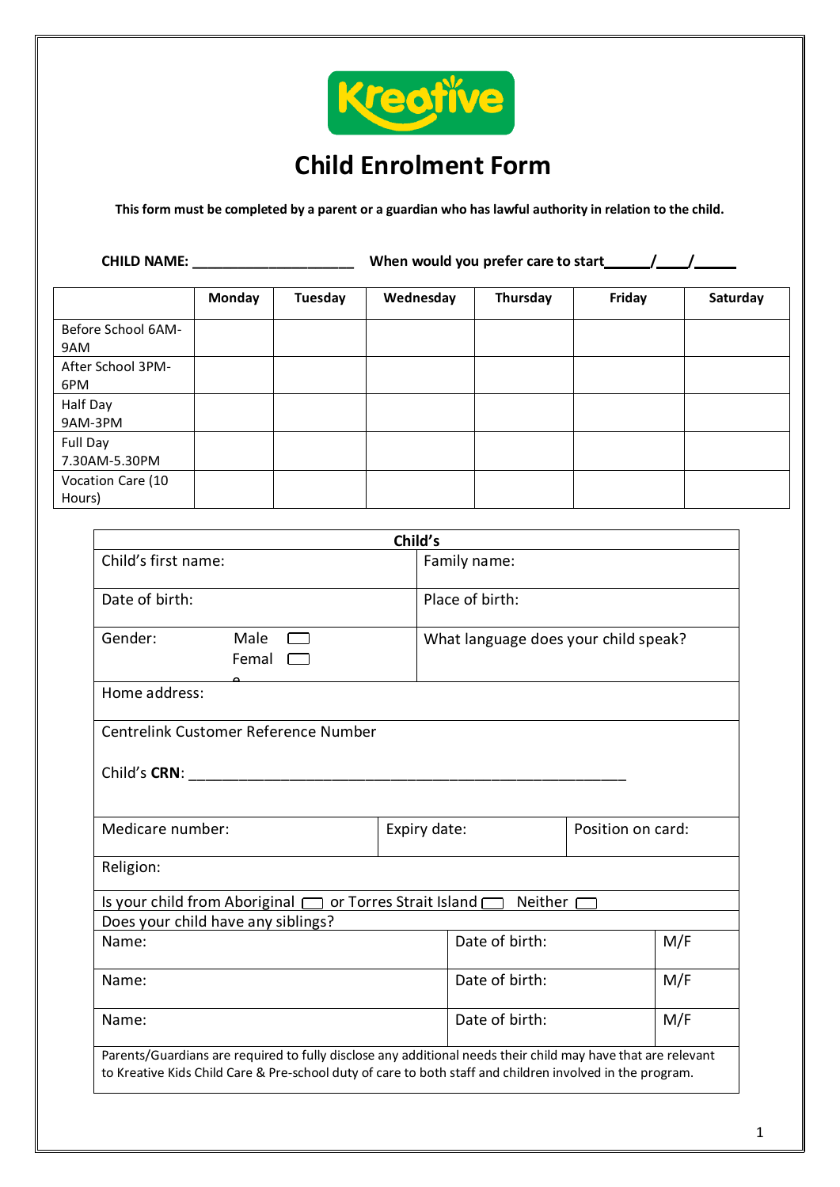Kreative

# Child Enrolment Form

**This form must be completed by a parent or a guardian who has lawful authority in relation to the child.**

**CHILD NAME:** _____________________ **When would you prefer care to start**______/____/_____

| | Monday | Tuesday | Wednesday | Thursday | Friday | Saturday |
|---|---|---|---|---|---|---|
| Before School 6AM-9AM | | | | | | |
| After School 3PM-6PM | | | | | | |
| Half Day 9AM-3PM | | | | | | |
| Full Day 7.30AM-5.30PM | | | | | | |
| Vocation Care (10 Hours) | | | | | | |

| **Child's** | | |
|---|---|---|
| Child's first name: | Family name: | |
| Date of birth: | Place of birth: | |
| Gender: Male ☐ Female ☐ | What language does your child speak? | |
| Home address: | | |
| Centrelink Customer Reference Number<br><br>Child's **CRN**: _______________________________________________ | | |
| Medicare number: | Expiry date: | Position on card: |
| Religion: | | |
| Is your child from Aboriginal ☐ or Torres Strait Island ☐ Neither ☐ | | |
| Does your child have any siblings? | | |
| Name: | Date of birth: | M/F |
| Name: | Date of birth: | M/F |
| Name: | Date of birth: | M/F |
| Parents/Guardians are required to fully disclose any additional needs their child may have that are relevant to Kreative Kids Child Care & Pre-school duty of care to both staff and children involved in the program. | | |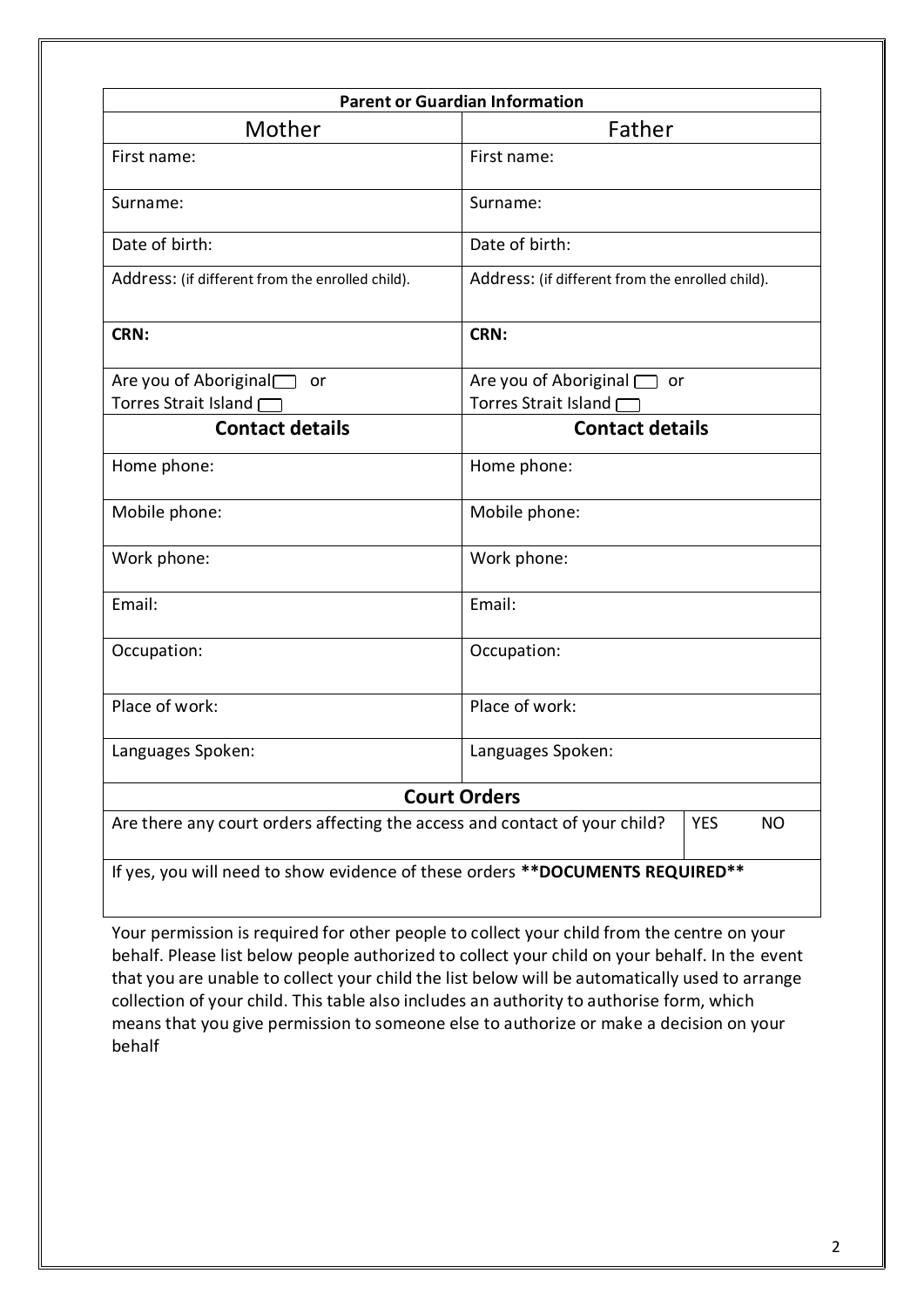| Parent or Guardian Information | |
|---|---|
| Mother | Father |
| First name: | First name: |
| Surname: | Surname: |
| Date of birth: | Date of birth: |
| Address: (if different from the enrolled child). | Address: (if different from the enrolled child). |
| **CRN:** | **CRN:** |
| Are you of Aboriginal ☐ or Torres Strait Island ☐ | Are you of Aboriginal ☐ or Torres Strait Island ☐ |
| **Contact details** | **Contact details** |
| Home phone: | Home phone: |
| Mobile phone: | Mobile phone: |
| Work phone: | Work phone: |
| Email: | Email: |
| Occupation: | Occupation: |
| Place of work: | Place of work: |
| Languages Spoken: | Languages Spoken: |

| Court Orders | |
|---|---|
| Are there any court orders affecting the access and contact of your child? | YES NO |
| If yes, you will need to show evidence of these orders **DOCUMENTS REQUIRED** | |

Your permission is required for other people to collect your child from the centre on your behalf. Please list below people authorized to collect your child on your behalf. In the event that you are unable to collect your child the list below will be automatically used to arrange collection of your child. This table also includes an authority to authorise form, which means that you give permission to someone else to authorize or make a decision on your behalf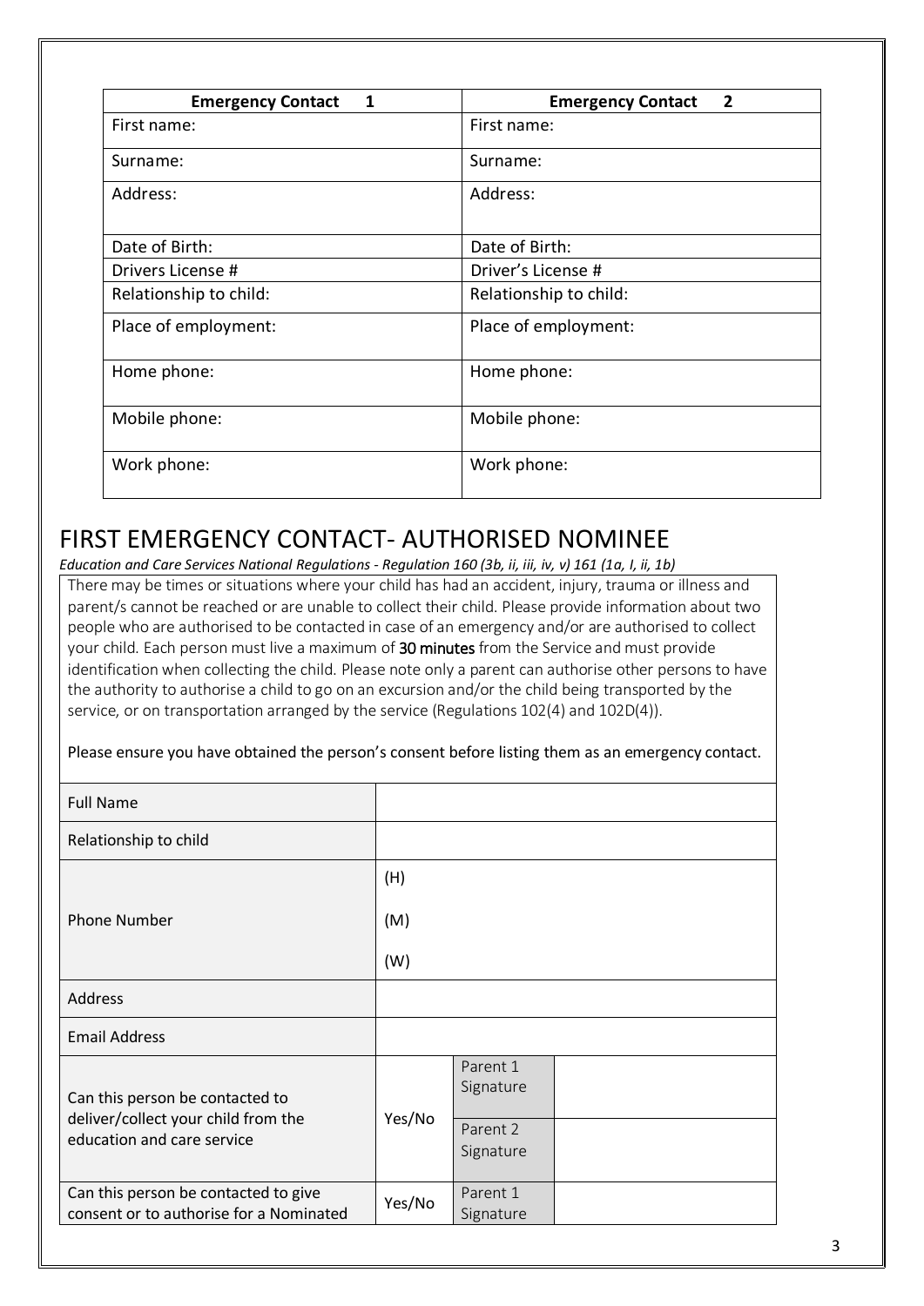| Emergency Contact 1 | Emergency Contact 2 |
|---|---|
| First name: | First name: |
| Surname: | Surname: |
| Address: | Address: |
| Date of Birth: | Date of Birth: |
| Drivers License # | Driver's License # |
| Relationship to child: | Relationship to child: |
| Place of employment: | Place of employment: |
| Home phone: | Home phone: |
| Mobile phone: | Mobile phone: |
| Work phone: | Work phone: |

# FIRST EMERGENCY CONTACT- AUTHORISED NOMINEE

*Education and Care Services National Regulations - Regulation 160 (3b, ii, iii, iv, v) 161 (1a, I, ii, 1b)*

There may be times or situations where your child has had an accident, injury, trauma or illness and parent/s cannot be reached or are unable to collect their child. Please provide information about two people who are authorised to be contacted in case of an emergency and/or are authorised to collect your child. Each person must live a maximum of **30 minutes** from the Service and must provide identification when collecting the child. Please note only a parent can authorise other persons to have the authority to authorise a child to go on an excursion and/or the child being transported by the service, or on transportation arranged by the service (Regulations 102(4) and 102D(4)).

Please ensure you have obtained the person's consent before listing them as an emergency contact.

| Full Name | | | |
|---|---|---|---|
| Relationship to child | | | |
| Phone Number | (H)<br>(M)<br>(W) | | |
| Address | | | |
| Email Address | | | |
| Can this person be contacted to deliver/collect your child from the education and care service | Yes/No | Parent 1 Signature | |
| | | Parent 2 Signature | |
| Can this person be contacted to give consent or to authorise for a Nominated | Yes/No | Parent 1 Signature | |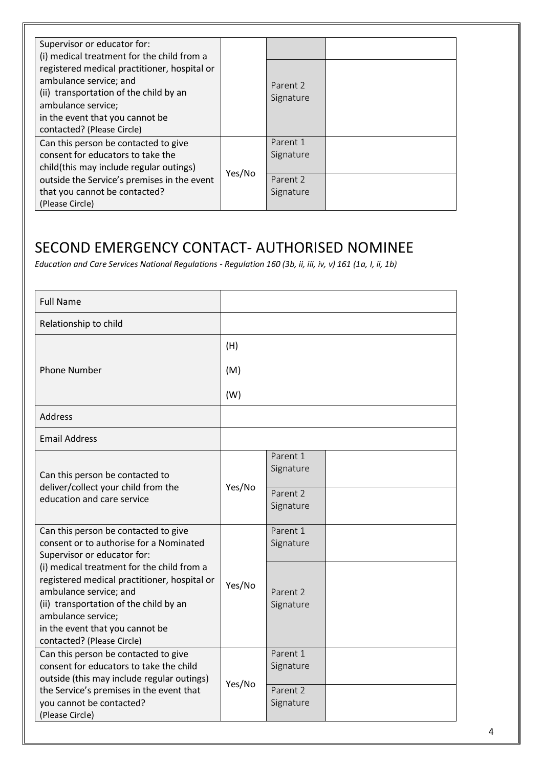| | | | |
|---|---|---|---|
| Supervisor or educator for: (i) medical treatment for the child from a registered medical practitioner, hospital or ambulance service; and (ii) transportation of the child by an ambulance service; in the event that you cannot be contacted? (Please Circle) | | | |
| | | Parent 2 Signature | |
| Can this person be contacted to give consent for educators to take the child(this may include regular outings) outside the Service's premises in the event that you cannot be contacted? (Please Circle) | Yes/No | Parent 1 Signature | |
| | | Parent 2 Signature | |

## SECOND EMERGENCY CONTACT- AUTHORISED NOMINEE

*Education and Care Services National Regulations - Regulation 160 (3b, ii, iii, iv, v) 161 (1a, I, ii, 1b)*

| | | | |
|---|---|---|---|
| Full Name | | | |
| Relationship to child | | | |
| Phone Number | (H)<br>(M)<br>(W) | | |
| Address | | | |
| Email Address | | | |
| Can this person be contacted to deliver/collect your child from the education and care service | Yes/No | Parent 1 Signature | |
| | | Parent 2 Signature | |
| Can this person be contacted to give consent or to authorise for a Nominated Supervisor or educator for: (i) medical treatment for the child from a registered medical practitioner, hospital or ambulance service; and (ii) transportation of the child by an ambulance service; in the event that you cannot be contacted? (Please Circle) | Yes/No | Parent 1 Signature | |
| | | Parent 2 Signature | |
| Can this person be contacted to give consent for educators to take the child outside (this may include regular outings) the Service's premises in the event that you cannot be contacted? (Please Circle) | Yes/No | Parent 1 Signature | |
| | | Parent 2 Signature | |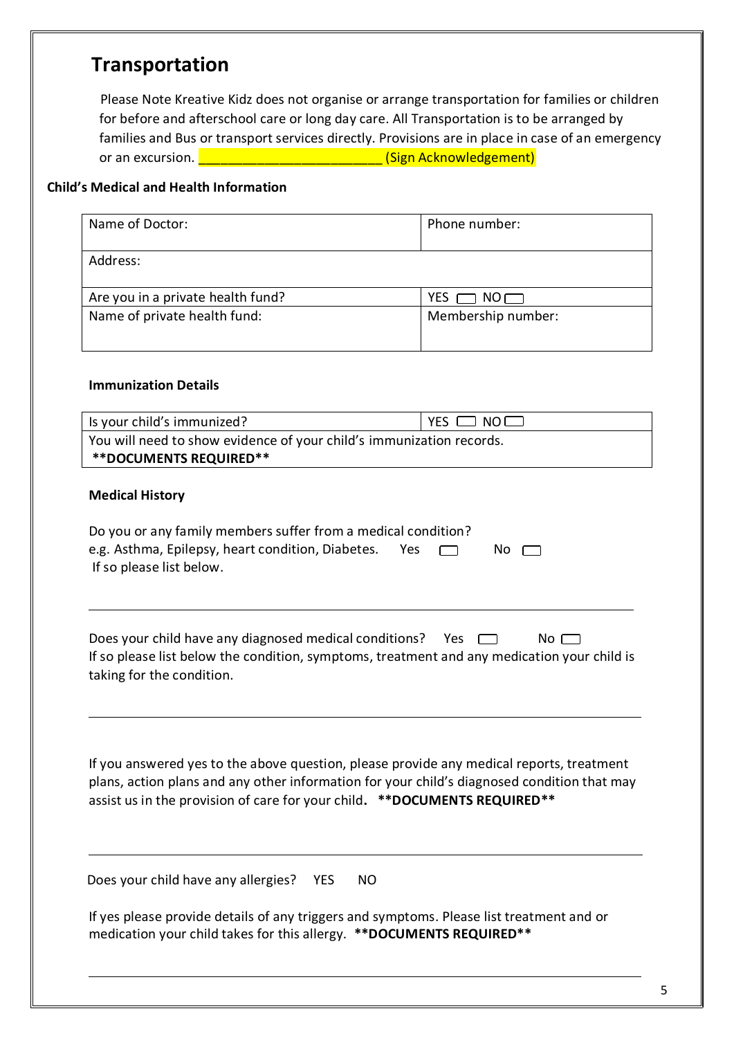## Transportation

Please Note Kreative Kidz does not organise or arrange transportation for families or children for before and afterschool care or long day care. All Transportation is to be arranged by families and Bus or transport services directly. Provisions are in place in case of an emergency or an excursion. ________________________ (Sign Acknowledgement)

**Child's Medical and Health Information**

| Name of Doctor: | Phone number: |
|---|---|
| Address: | |
| Are you in a private health fund? | YES ☐ NO ☐ |
| Name of private health fund: | Membership number: |

**Immunization Details**

| Is your child's immunized? | YES ☐ NO ☐ |
|---|---|
| You will need to show evidence of your child's immunization records. **\*\*DOCUMENTS REQUIRED\*\*** | |

**Medical History**

Do you or any family members suffer from a medical condition?
e.g. Asthma, Epilepsy, heart condition, Diabetes. Yes ☐ No ☐
If so please list below.

______________________________________________________________

Does your child have any diagnosed medical conditions? Yes ☐ No ☐
If so please list below the condition, symptoms, treatment and any medication your child is taking for the condition.

______________________________________________________________

If you answered yes to the above question, please provide any medical reports, treatment plans, action plans and any other information for your child's diagnosed condition that may assist us in the provision of care for your child. **\*\*DOCUMENTS REQUIRED\*\***

______________________________________________________________

Does your child have any allergies? YES NO

If yes please provide details of any triggers and symptoms. Please list treatment and or medication your child takes for this allergy. **\*\*DOCUMENTS REQUIRED\*\***

______________________________________________________________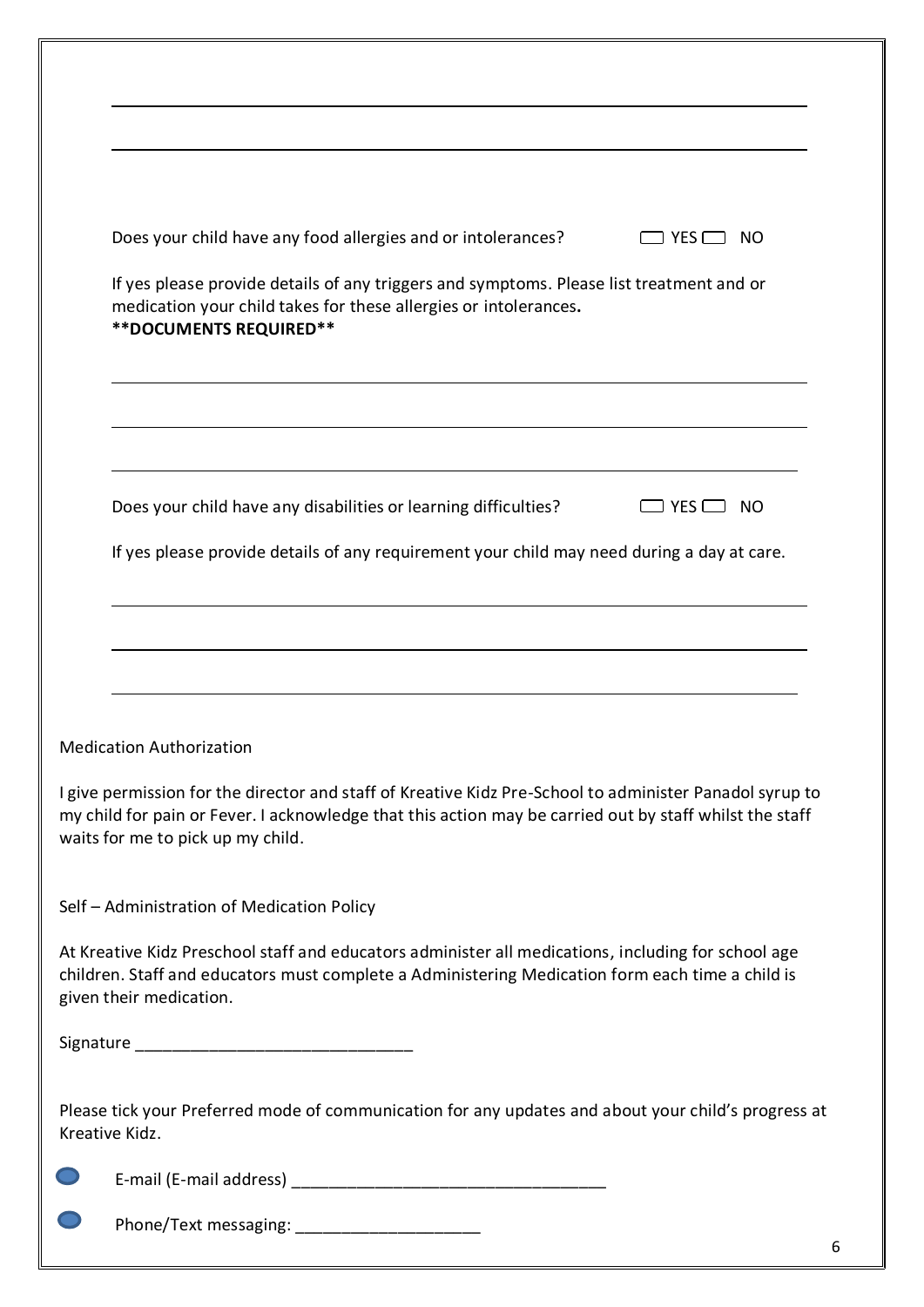Does your child have any food allergies and or intolerances? ☐ YES ☐ NO

If yes please provide details of any triggers and symptoms. Please list treatment and or medication your child takes for these allergies or intolerances.
**DOCUMENTS REQUIRED**

Does your child have any disabilities or learning difficulties? ☐ YES ☐ NO

If yes please provide details of any requirement your child may need during a day at care.

Medication Authorization

I give permission for the director and staff of Kreative Kidz Pre-School to administer Panadol syrup to my child for pain or Fever. I acknowledge that this action may be carried out by staff whilst the staff waits for me to pick up my child.

Self – Administration of Medication Policy

At Kreative Kidz Preschool staff and educators administer all medications, including for school age children. Staff and educators must complete a Administering Medication form each time a child is given their medication.

Signature ______________________________

Please tick your Preferred mode of communication for any updates and about your child's progress at Kreative Kidz.

- E-mail (E-mail address) __________________________________
- Phone/Text messaging: ___________________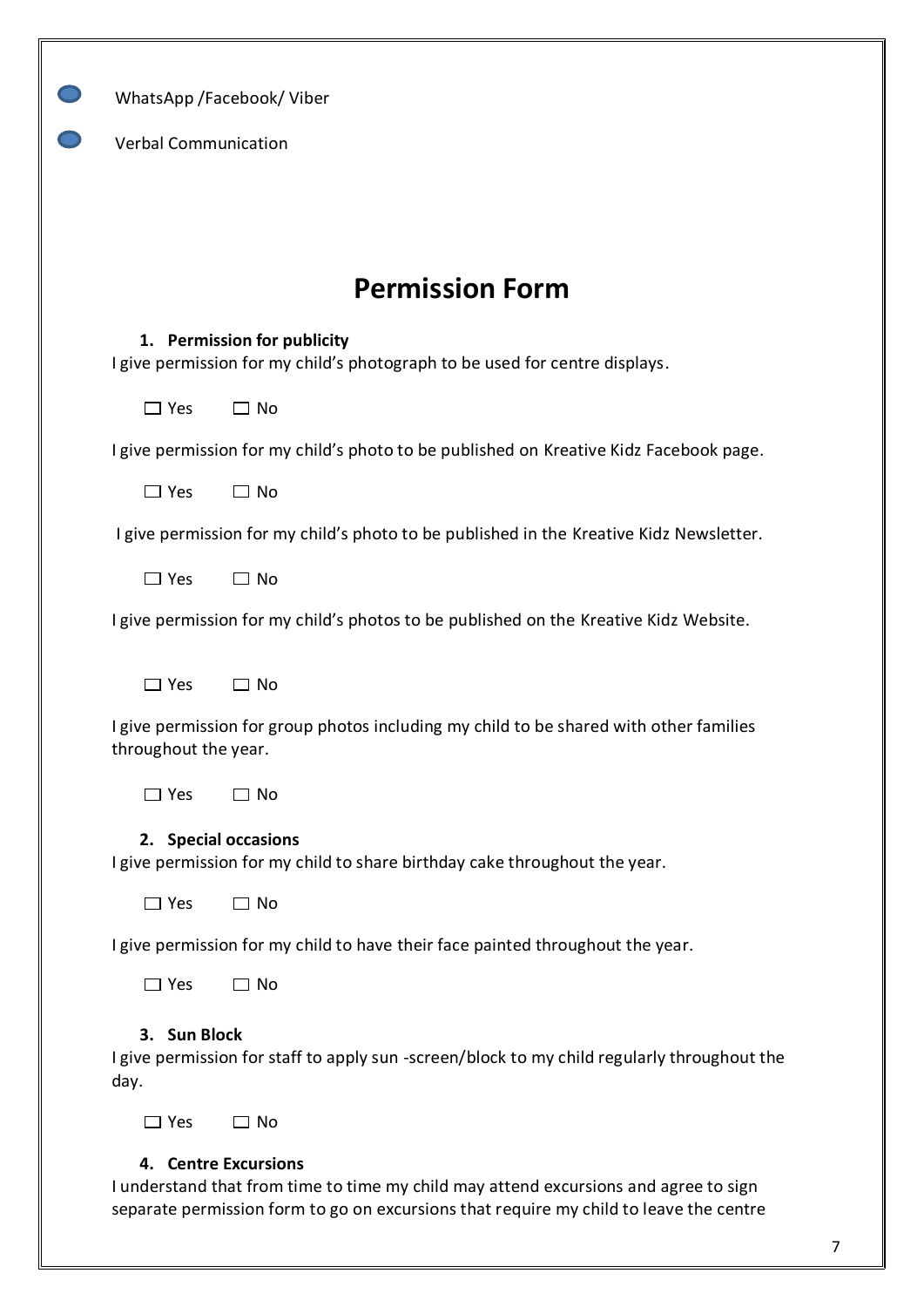- WhatsApp /Facebook/ Viber
- Verbal Communication

# Permission Form

1. **Permission for publicity**

I give permission for my child's photograph to be used for centre displays.

☐ Yes ☐ No

I give permission for my child's photo to be published on Kreative Kidz Facebook page.

☐ Yes ☐ No

I give permission for my child's photo to be published in the Kreative Kidz Newsletter.

☐ Yes ☐ No

I give permission for my child's photos to be published on the Kreative Kidz Website.

☐ Yes ☐ No

I give permission for group photos including my child to be shared with other families throughout the year.

☐ Yes ☐ No

2. **Special occasions**

I give permission for my child to share birthday cake throughout the year.

☐ Yes ☐ No

I give permission for my child to have their face painted throughout the year.

☐ Yes ☐ No

3. **Sun Block**

I give permission for staff to apply sun -screen/block to my child regularly throughout the day.

☐ Yes ☐ No

4. **Centre Excursions**

I understand that from time to time my child may attend excursions and agree to sign separate permission form to go on excursions that require my child to leave the centre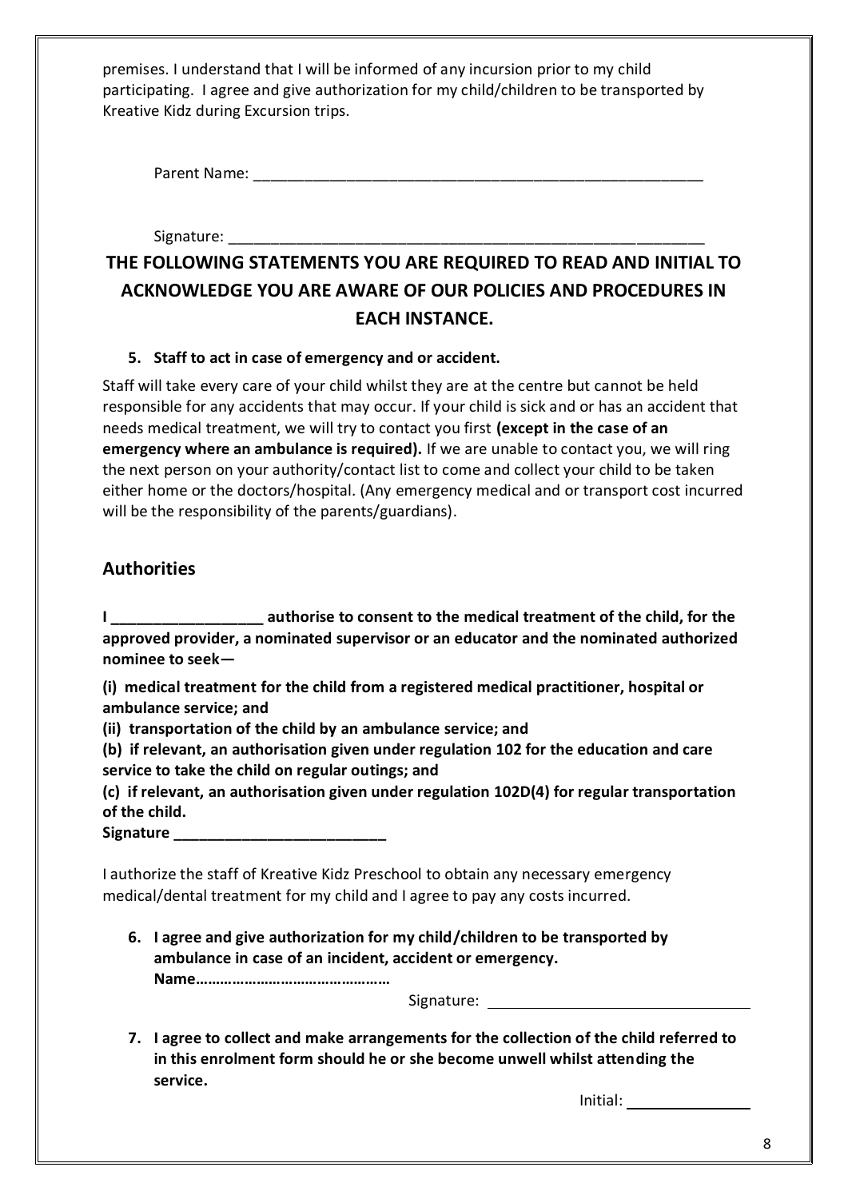premises. I understand that I will be informed of any incursion prior to my child participating. I agree and give authorization for my child/children to be transported by Kreative Kidz during Excursion trips.

Parent Name: _______________________________________________________

Signature: _________________________________________________________

## THE FOLLOWING STATEMENTS YOU ARE REQUIRED TO READ AND INITIAL TO ACKNOWLEDGE YOU ARE AWARE OF OUR POLICIES AND PROCEDURES IN EACH INSTANCE.

5. **Staff to act in case of emergency and or accident.**

Staff will take every care of your child whilst they are at the centre but cannot be held responsible for any accidents that may occur. If your child is sick and or has an accident that needs medical treatment, we will try to contact you first **(except in the case of an emergency where an ambulance is required).** If we are unable to contact you, we will ring the next person on your authority/contact list to come and collect your child to be taken either home or the doctors/hospital. (Any emergency medical and or transport cost incurred will be the responsibility of the parents/guardians).

## Authorities

**I __________________ authorise to consent to the medical treatment of the child, for the approved provider, a nominated supervisor or an educator and the nominated authorized nominee to seek—**

**(i) medical treatment for the child from a registered medical practitioner, hospital or ambulance service; and**

**(ii) transportation of the child by an ambulance service; and**

**(b) if relevant, an authorisation given under regulation 102 for the education and care service to take the child on regular outings; and**

**(c) if relevant, an authorisation given under regulation 102D(4) for regular transportation of the child.**

**Signature _________________________**

I authorize the staff of Kreative Kidz Preschool to obtain any necessary emergency medical/dental treatment for my child and I agree to pay any costs incurred.

6. **I agree and give authorization for my child/children to be transported by ambulance in case of an incident, accident or emergency.**
   **Name…………………………………………**

   Signature: ________________________________

7. **I agree to collect and make arrangements for the collection of the child referred to in this enrolment form should he or she become unwell whilst attending the service.**

   Initial: _______________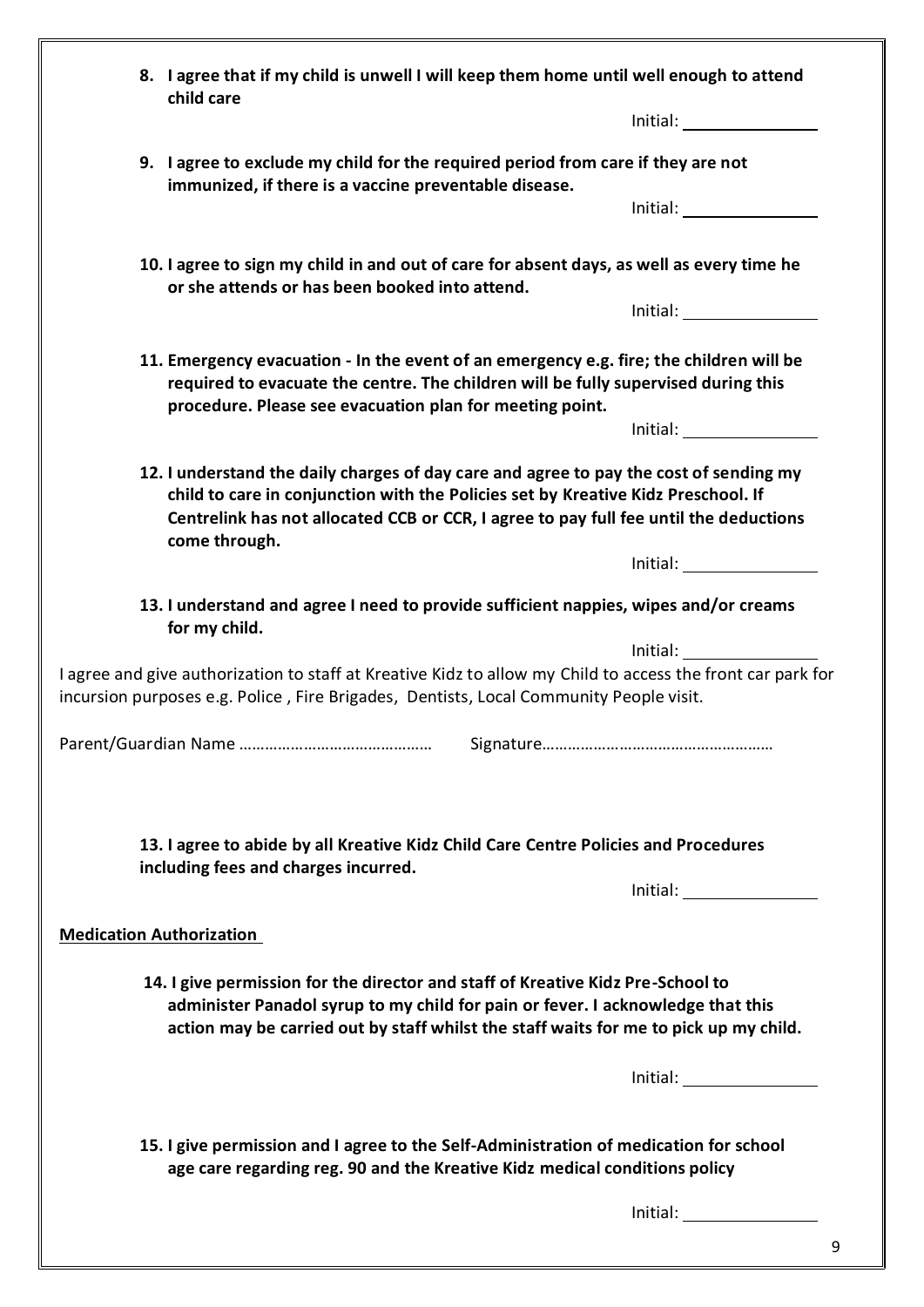**8. I agree that if my child is unwell I will keep them home until well enough to attend child care**

Initial: ______________

**9. I agree to exclude my child for the required period from care if they are not immunized, if there is a vaccine preventable disease.**

Initial: ______________

**10. I agree to sign my child in and out of care for absent days, as well as every time he or she attends or has been booked into attend.**

Initial: ______________

**11. Emergency evacuation - In the event of an emergency e.g. fire; the children will be required to evacuate the centre. The children will be fully supervised during this procedure. Please see evacuation plan for meeting point.**

Initial: ______________

**12. I understand the daily charges of day care and agree to pay the cost of sending my child to care in conjunction with the Policies set by Kreative Kidz Preschool. If Centrelink has not allocated CCB or CCR, I agree to pay full fee until the deductions come through.**

Initial: ______________

**13. I understand and agree I need to provide sufficient nappies, wipes and/or creams for my child.**

Initial: ______________

I agree and give authorization to staff at Kreative Kidz to allow my Child to access the front car park for incursion purposes e.g. Police , Fire Brigades, Dentists, Local Community People visit.

Parent/Guardian Name …………………………………… Signature……………………………………………

**13. I agree to abide by all Kreative Kidz Child Care Centre Policies and Procedures including fees and charges incurred.**

Initial: ______________

**<u>Medication Authorization</u>**

**14. I give permission for the director and staff of Kreative Kidz Pre-School to administer Panadol syrup to my child for pain or fever. I acknowledge that this action may be carried out by staff whilst the staff waits for me to pick up my child.**

Initial: ______________

**15. I give permission and I agree to the Self-Administration of medication for school age care regarding reg. 90 and the Kreative Kidz medical conditions policy**

Initial: ______________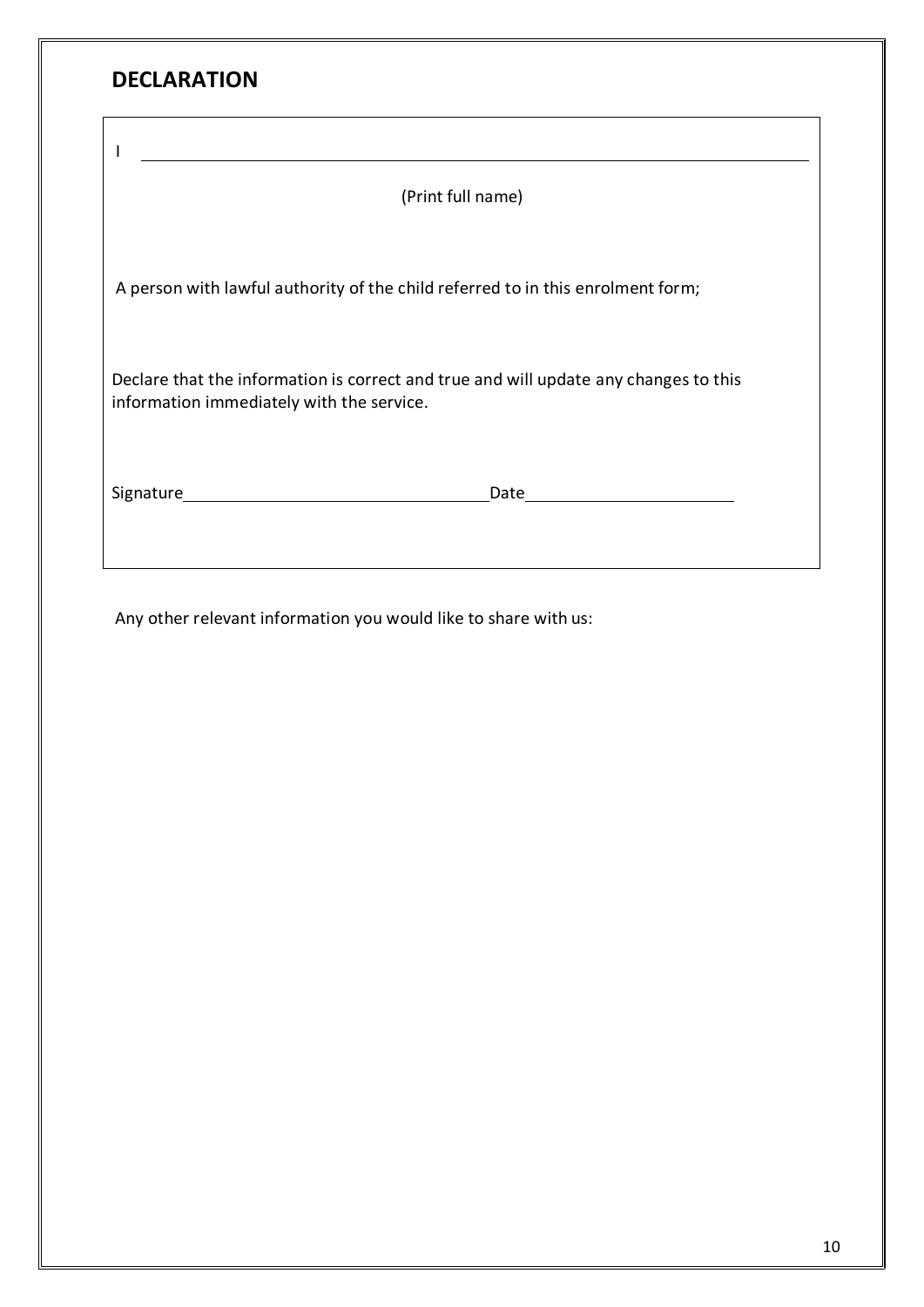## DECLARATION

I ______________________________________________________________

(Print full name)

A person with lawful authority of the child referred to in this enrolment form;

Declare that the information is correct and true and will update any changes to this information immediately with the service.

Signature ________________________________ Date ______________________

Any other relevant information you would like to share with us: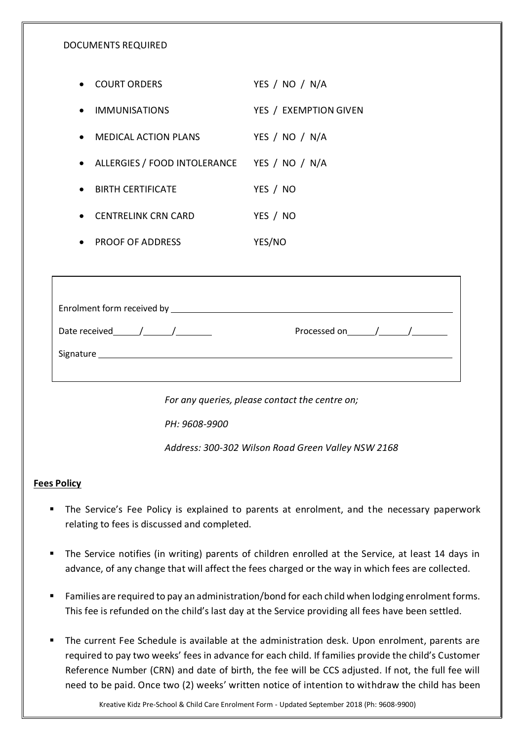DOCUMENTS REQUIRED

- COURT ORDERS YES / NO / N/A
- IMMUNISATIONS YES / EXEMPTION GIVEN
- MEDICAL ACTION PLANS YES / NO / N/A
- ALLERGIES / FOOD INTOLERANCE YES / NO / N/A
- BIRTH CERTIFICATE YES / NO
- CENTRELINK CRN CARD YES / NO
- PROOF OF ADDRESS YES/NO

Enrolment form received by ______________________________

Date received _____/_____/______ Processed on _____/_____/______

Signature ______________________________

*For any queries, please contact the centre on;*

*PH: 9608-9900*

*Address: 300-302 Wilson Road Green Valley NSW 2168*

**Fees Policy**

- The Service's Fee Policy is explained to parents at enrolment, and the necessary paperwork relating to fees is discussed and completed.
- The Service notifies (in writing) parents of children enrolled at the Service, at least 14 days in advance, of any change that will affect the fees charged or the way in which fees are collected.
- Families are required to pay an administration/bond for each child when lodging enrolment forms. This fee is refunded on the child's last day at the Service providing all fees have been settled.
- The current Fee Schedule is available at the administration desk. Upon enrolment, parents are required to pay two weeks' fees in advance for each child. If families provide the child's Customer Reference Number (CRN) and date of birth, the fee will be CCS adjusted. If not, the full fee will need to be paid. Once two (2) weeks' written notice of intention to withdraw the child has been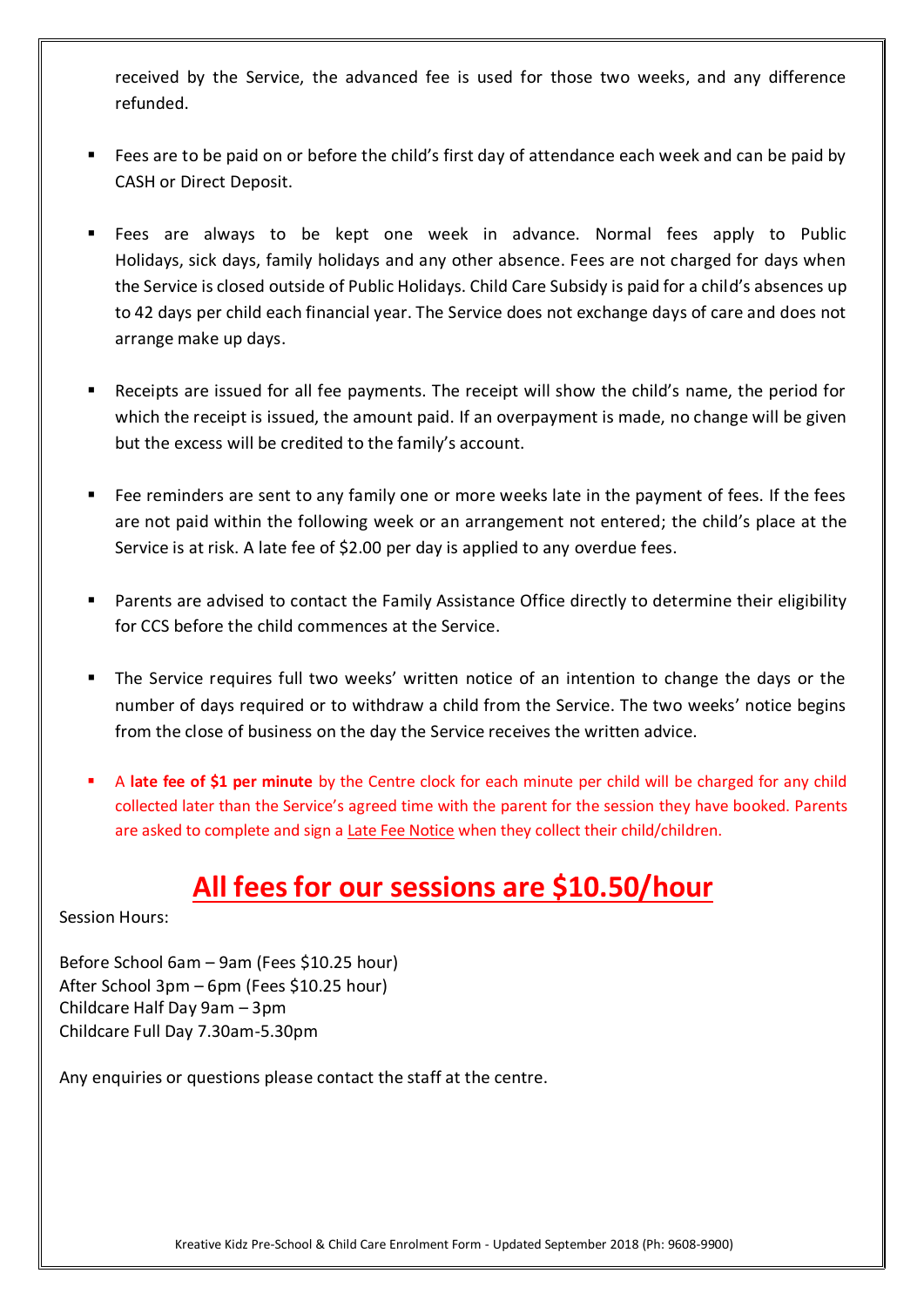received by the Service, the advanced fee is used for those two weeks, and any difference refunded.

- Fees are to be paid on or before the child's first day of attendance each week and can be paid by CASH or Direct Deposit.

- Fees are always to be kept one week in advance. Normal fees apply to Public Holidays, sick days, family holidays and any other absence. Fees are not charged for days when the Service is closed outside of Public Holidays. Child Care Subsidy is paid for a child's absences up to 42 days per child each financial year. The Service does not exchange days of care and does not arrange make up days.

- Receipts are issued for all fee payments. The receipt will show the child's name, the period for which the receipt is issued, the amount paid. If an overpayment is made, no change will be given but the excess will be credited to the family's account.

- Fee reminders are sent to any family one or more weeks late in the payment of fees. If the fees are not paid within the following week or an arrangement not entered; the child's place at the Service is at risk. A late fee of $2.00 per day is applied to any overdue fees.

- Parents are advised to contact the Family Assistance Office directly to determine their eligibility for CCS before the child commences at the Service.

- The Service requires full two weeks' written notice of an intention to change the days or the number of days required or to withdraw a child from the Service. The two weeks' notice begins from the close of business on the day the Service receives the written advice.

- A **late fee of $1 per minute** by the Centre clock for each minute per child will be charged for any child collected later than the Service's agreed time with the parent for the session they have booked. Parents are asked to complete and sign a Late Fee Notice when they collect their child/children.

# All fees for our sessions are $10.50/hour

Session Hours:

Before School 6am – 9am (Fees $10.25 hour)
After School 3pm – 6pm (Fees $10.25 hour)
Childcare Half Day 9am – 3pm
Childcare Full Day 7.30am-5.30pm

Any enquiries or questions please contact the staff at the centre.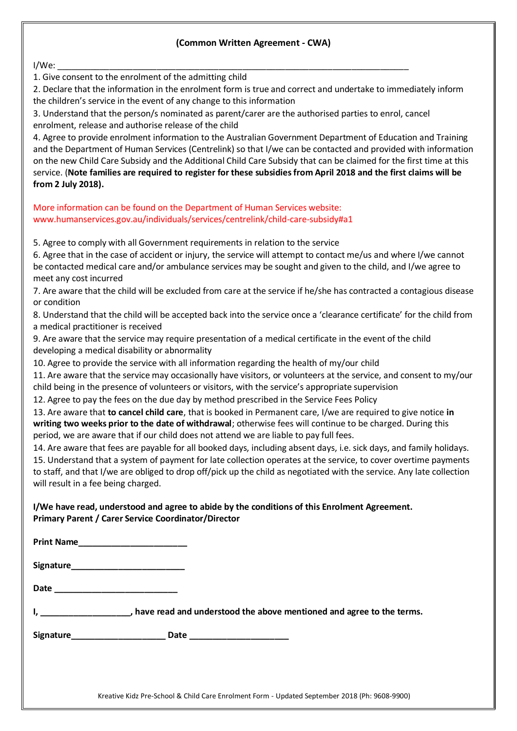**(Common Written Agreement - CWA)**

I/We: ___________________________________________________________________________

1. Give consent to the enrolment of the admitting child
2. Declare that the information in the enrolment form is true and correct and undertake to immediately inform the children's service in the event of any change to this information
3. Understand that the person/s nominated as parent/carer are the authorised parties to enrol, cancel enrolment, release and authorise release of the child
4. Agree to provide enrolment information to the Australian Government Department of Education and Training and the Department of Human Services (Centrelink) so that I/we can be contacted and provided with information on the new Child Care Subsidy and the Additional Child Care Subsidy that can be claimed for the first time at this service. (**Note families are required to register for these subsidies from April 2018 and the first claims will be from 2 July 2018).**

More information can be found on the Department of Human Services website:
www.humanservices.gov.au/individuals/services/centrelink/child-care-subsidy#a1

5. Agree to comply with all Government requirements in relation to the service
6. Agree that in the case of accident or injury, the service will attempt to contact me/us and where I/we cannot be contacted medical care and/or ambulance services may be sought and given to the child, and I/we agree to meet any cost incurred
7. Are aware that the child will be excluded from care at the service if he/she has contracted a contagious disease or condition
8. Understand that the child will be accepted back into the service once a 'clearance certificate' for the child from a medical practitioner is received
9. Are aware that the service may require presentation of a medical certificate in the event of the child developing a medical disability or abnormality
10. Agree to provide the service with all information regarding the health of my/our child
11. Are aware that the service may occasionally have visitors, or volunteers at the service, and consent to my/our child being in the presence of volunteers or visitors, with the service's appropriate supervision
12. Agree to pay the fees on the due day by method prescribed in the Service Fees Policy
13. Are aware that **to cancel child care**, that is booked in Permanent care, I/we are required to give notice **in writing two weeks prior to the date of withdrawal**; otherwise fees will continue to be charged. During this period, we are aware that if our child does not attend we are liable to pay full fees.
14. Are aware that fees are payable for all booked days, including absent days, i.e. sick days, and family holidays.
15. Understand that a system of payment for late collection operates at the service, to cover overtime payments to staff, and that I/we are obliged to drop off/pick up the child as negotiated with the service. Any late collection will result in a fee being charged.

**I/We have read, understood and agree to abide by the conditions of this Enrolment Agreement.**
**Primary Parent / Carer Service Coordinator/Director**

**Print Name**_______________________

**Signature**________________________

**Date** __________________________

**I, ___________________, have read and understood the above mentioned and agree to the terms.**

**Signature**____________________ **Date** _____________________

Kreative Kidz Pre-School & Child Care Enrolment Form - Updated September 2018 (Ph: 9608-9900)